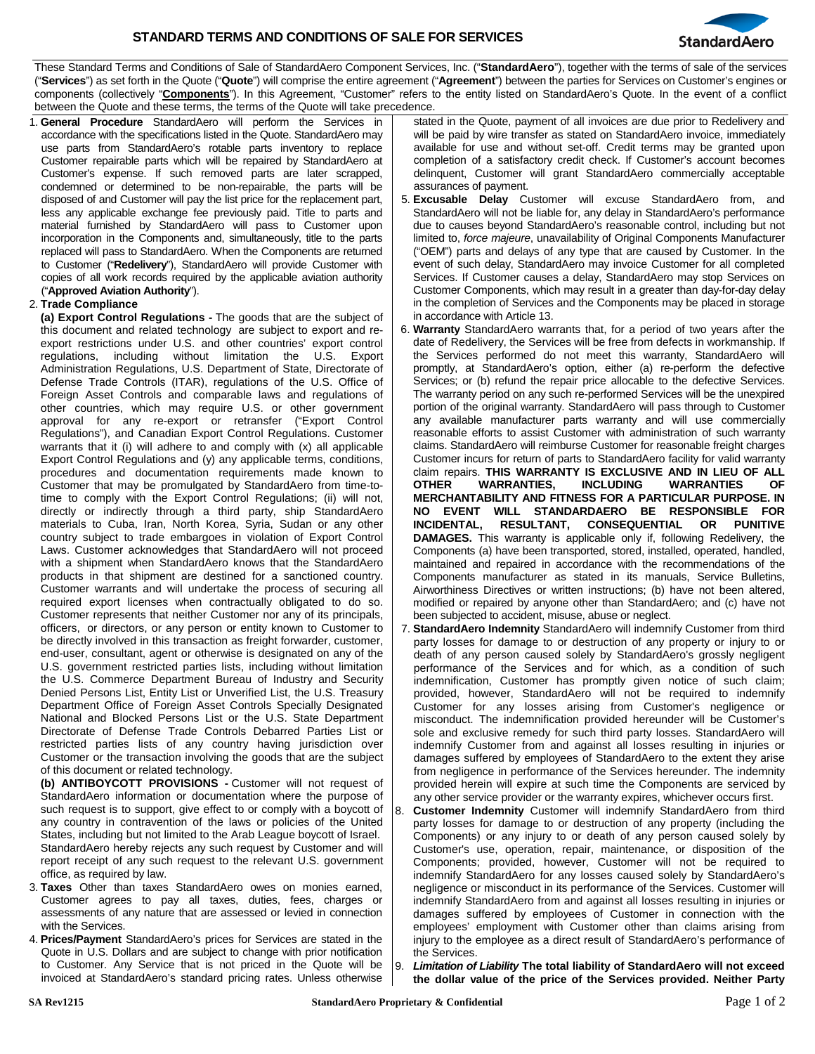# STANDARD TERMS AND CONDITIONS OF SALE FOR SERVICES

These Standard Terms and Conditions of Sale of StandardAero Component Services, Inc. ("**StandardAero**"), together with the terms of sale of the services ("**Services**") as set forth in the Quote ("**Quote**") will comprise the entire agreement ("**Agreement**") between the parties for Services on Customer's engines or components (collectively "**Components**"). In this Agreement, "Customer" refers to the entity listed on StandardAero's Quote. In the event of a conflict between the Quote and these terms, the terms of the Quote will take precedence.

1. **General Procedure** StandardAero will perform the Services in accordance with the specifications listed in the Quote. StandardAero may use parts from StandardAero's rotable parts inventory to replace Customer repairable parts which will be repaired by StandardAero at Customer's expense. If such removed parts are later scrapped, condemned or determined to be non-repairable, the parts will be disposed of and Customer will pay the list price for the replacement part, less any applicable exchange fee previously paid. Title to parts and material furnished by StandardAero will pass to Customer upon incorporation in the Components and, simultaneously, title to the parts replaced will pass to StandardAero. When the Components are returned to Customer ("**Redelivery**"), StandardAero will provide Customer with copies of all work records required by the applicable aviation authority ("**Approved Aviation Authority**").

2. **Trade Compliance**

   **(a) Export Control Regulations -** The goods that are the subject of this document and related technology are subject to export and re-export restrictions under U.S. and other countries' export control regulations, including without limitation the U.S. Export Administration Regulations, U.S. Department of State, Directorate of Defense Trade Controls (ITAR), regulations of the U.S. Office of Foreign Asset Controls and comparable laws and regulations of other countries, which may require U.S. or other government approval for any re-export or retransfer ("Export Control Regulations"), and Canadian Export Control Regulations. Customer warrants that it (i) will adhere to and comply with (x) all applicable Export Control Regulations and (y) any applicable terms, conditions, procedures and documentation requirements made known to Customer that may be promulgated by StandardAero from time-to-time to comply with the Export Control Regulations; (ii) will not, directly or indirectly through a third party, ship StandardAero materials to Cuba, Iran, North Korea, Syria, Sudan or any other country subject to trade embargoes in violation of Export Control Laws. Customer acknowledges that StandardAero will not proceed with a shipment when StandardAero knows that the StandardAero products in that shipment are destined for a sanctioned country. Customer warrants and will undertake the process of securing all required export licenses when contractually obligated to do so. Customer represents that neither Customer nor any of its principals, officers, or directors, or any person or entity known to Customer to be directly involved in this transaction as freight forwarder, customer, end-user, consultant, agent or otherwise is designated on any of the U.S. government restricted parties lists, including without limitation the U.S. Commerce Department Bureau of Industry and Security Denied Persons List, Entity List or Unverified List, the U.S. Treasury Department Office of Foreign Assets Controls Specially Designated National and Blocked Persons List or the U.S. State Department Directorate of Defense Trade Controls Debarred Parties List or restricted parties lists of any country having jurisdiction over Customer or the transaction involving the goods that are the subject of this document or related technology.

   **(b) ANTIBOYCOTT PROVISIONS -** Customer will not request of StandardAero information or documentation where the purpose of such request is to support, give effect to or comply with a boycott of any country in contravention of the laws or policies of the United States, including but not limited to the Arab League boycott of Israel. StandardAero hereby rejects any such request by Customer and will report receipt of any such request to the relevant U.S. government office, as required by law.

3. **Taxes** Other than taxes StandardAero owes on monies earned, Customer agrees to pay all taxes, duties, fees, charges or assessments of any nature that are assessed or levied in connection with the Services.

4. **Prices/Payment** StandardAero's prices for Services are stated in the Quote in U.S. Dollars and are subject to change with prior notification to Customer. Any Service that is not priced in the Quote will be invoiced at StandardAero's standard pricing rates. Unless otherwise stated in the Quote, payment of all invoices are due prior to Redelivery and will be paid by wire transfer as stated on StandardAero invoice, immediately available for use and without set-off. Credit terms may be granted upon completion of a satisfactory credit check. If Customer's account becomes delinquent, Customer will grant StandardAero commercially acceptable assurances of payment.

5. **Excusable Delay** Customer will excuse StandardAero from, and StandardAero will not be liable for, any delay in StandardAero's performance due to causes beyond StandardAero's reasonable control, including but not limited to, *force majeure*, unavailability of Original Components Manufacturer ("OEM") parts and delays of any type that are caused by Customer. In the event of such delay, StandardAero may invoice Customer for all completed Services. If Customer causes a delay, StandardAero may stop Services on Customer Components, which may result in a greater than day-for-day delay in the completion of Services and the Components may be placed in storage in accordance with Article 13.

6. **Warranty** StandardAero warrants that, for a period of two years after the date of Redelivery, the Services will be free from defects in workmanship. If the Services performed do not meet this warranty, StandardAero will promptly, at StandardAero's option, either (a) re-perform the defective Services; or (b) refund the repair price allocable to the defective Services. The warranty period on any such re-performed Services will be the unexpired portion of the original warranty. StandardAero will pass through to Customer any available manufacturer parts warranty and will use commercially reasonable efforts to assist Customer with administration of such warranty claims. StandardAero will reimburse Customer for reasonable freight charges Customer incurs for return of parts to StandardAero facility for valid warranty claim repairs. **THIS WARRANTY IS EXCLUSIVE AND IN LIEU OF ALL OTHER WARRANTIES, INCLUDING WARRANTIES OF MERCHANTABILITY AND FITNESS FOR A PARTICULAR PURPOSE. IN NO EVENT WILL STANDARDAERO BE RESPONSIBLE FOR INCIDENTAL, RESULTANT, CONSEQUENTIAL OR PUNITIVE DAMAGES.** This warranty is applicable only if, following Redelivery, the Components (a) have been transported, stored, installed, operated, handled, maintained and repaired in accordance with the recommendations of the Components manufacturer as stated in its manuals, Service Bulletins, Airworthiness Directives or written instructions; (b) have not been altered, modified or repaired by anyone other than StandardAero; and (c) have not been subjected to accident, misuse, abuse or neglect.

7. **StandardAero Indemnity** StandardAero will indemnify Customer from third party losses for damage to or destruction of any property or injury to or death of any person caused solely by StandardAero's grossly negligent performance of the Services and for which, as a condition of such indemnification, Customer has promptly given notice of such claim; provided, however, StandardAero will not be required to indemnify Customer for any losses arising from Customer's negligence or misconduct. The indemnification provided hereunder will be Customer's sole and exclusive remedy for such third party losses. StandardAero will indemnify Customer from and against all losses resulting in injuries or damages suffered by employees of StandardAero to the extent they arise from negligence in performance of the Services hereunder. The indemnity provided herein will expire at such time the Components are serviced by any other service provider or the warranty expires, whichever occurs first.

8. **Customer Indemnity** Customer will indemnify StandardAero from third party losses for damage to or destruction of any property (including the Components) or any injury to or death of any person caused solely by Customer's use, operation, repair, maintenance, or disposition of the Components; provided, however, Customer will not be required to indemnify StandardAero for any losses caused solely by StandardAero's negligence or misconduct in its performance of the Services. Customer will indemnify StandardAero from and against all losses resulting in injuries or damages suffered by employees of Customer in connection with the employees' employment with Customer other than claims arising from injury to the employee as a direct result of StandardAero's performance of the Services.

9. ***Limitation of Liability*** **The total liability of StandardAero will not exceed the dollar value of the price of the Services provided. Neither Party**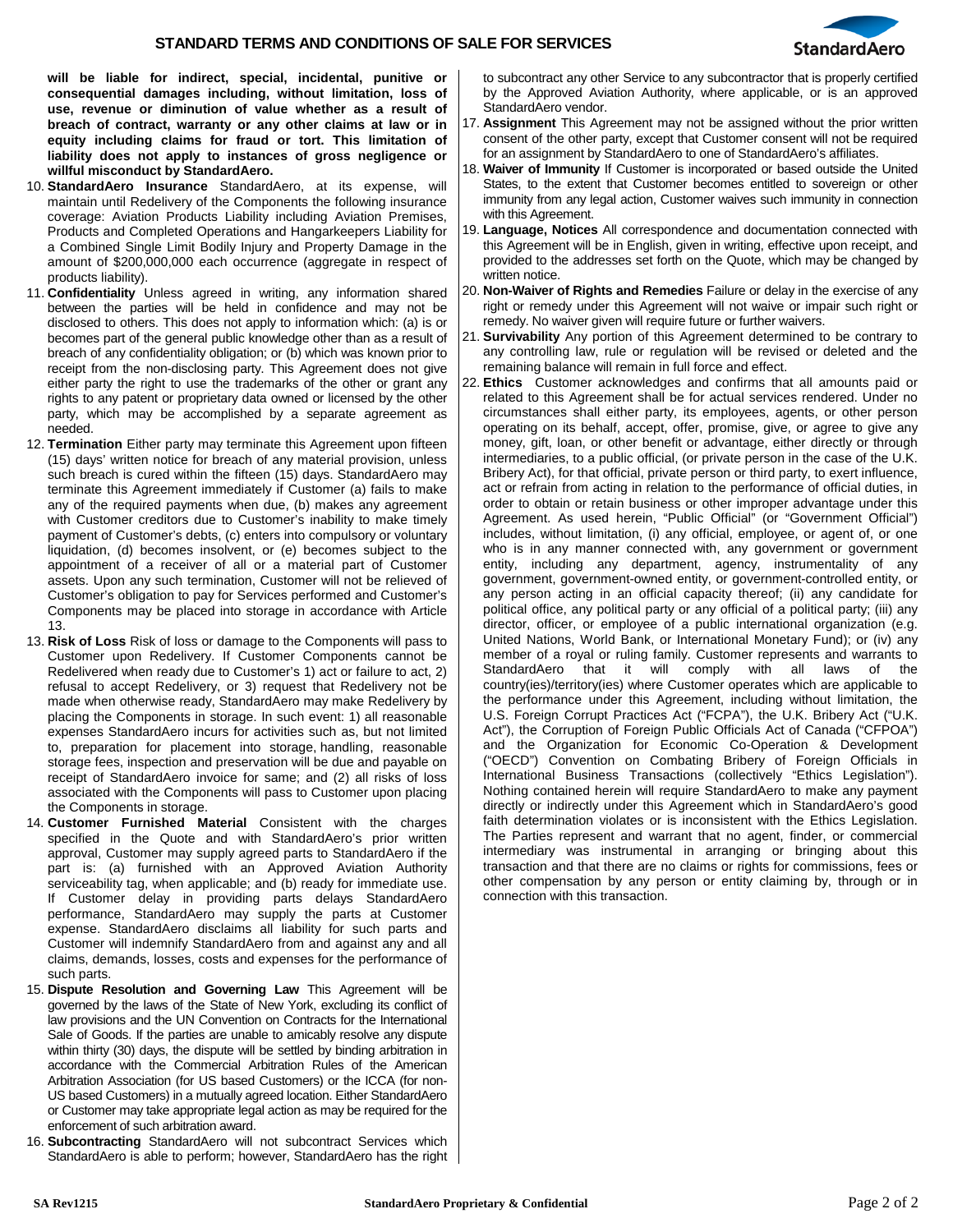**will be liable for indirect, special, incidental, punitive or consequential damages including, without limitation, loss of use, revenue or diminution of value whether as a result of breach of contract, warranty or any other claims at law or in equity including claims for fraud or tort. This limitation of liability does not apply to instances of gross negligence or willful misconduct by StandardAero.**

10. **StandardAero Insurance** StandardAero, at its expense, will maintain until Redelivery of the Components the following insurance coverage: Aviation Products Liability including Aviation Premises, Products and Completed Operations and Hangarkeepers Liability for a Combined Single Limit Bodily Injury and Property Damage in the amount of $200,000,000 each occurrence (aggregate in respect of products liability).
11. **Confidentiality** Unless agreed in writing, any information shared between the parties will be held in confidence and may not be disclosed to others. This does not apply to information which: (a) is or becomes part of the general public knowledge other than as a result of breach of any confidentiality obligation; or (b) which was known prior to receipt from the non-disclosing party. This Agreement does not give either party the right to use the trademarks of the other or grant any rights to any patent or proprietary data owned or licensed by the other party, which may be accomplished by a separate agreement as needed.
12. **Termination** Either party may terminate this Agreement upon fifteen (15) days' written notice for breach of any material provision, unless such breach is cured within the fifteen (15) days. StandardAero may terminate this Agreement immediately if Customer (a) fails to make any of the required payments when due, (b) makes any agreement with Customer creditors due to Customer's inability to make timely payment of Customer's debts, (c) enters into compulsory or voluntary liquidation, (d) becomes insolvent, or (e) becomes subject to the appointment of a receiver of all or a material part of Customer assets. Upon any such termination, Customer will not be relieved of Customer's obligation to pay for Services performed and Customer's Components may be placed into storage in accordance with Article 13.
13. **Risk of Loss** Risk of loss or damage to the Components will pass to Customer upon Redelivery. If Customer Components cannot be Redelivered when ready due to Customer's 1) act or failure to act, 2) refusal to accept Redelivery, or 3) request that Redelivery not be made when otherwise ready, StandardAero may make Redelivery by placing the Components in storage. In such event: 1) all reasonable expenses StandardAero incurs for activities such as, but not limited to, preparation for placement into storage, handling, reasonable storage fees, inspection and preservation will be due and payable on receipt of StandardAero invoice for same; and (2) all risks of loss associated with the Components will pass to Customer upon placing the Components in storage.
14. **Customer Furnished Material** Consistent with the charges specified in the Quote and with StandardAero's prior written approval, Customer may supply agreed parts to StandardAero if the part is: (a) furnished with an Approved Aviation Authority serviceability tag, when applicable; and (b) ready for immediate use. If Customer delay in providing parts delays StandardAero performance, StandardAero may supply the parts at Customer expense. StandardAero disclaims all liability for such parts and Customer will indemnify StandardAero from and against any and all claims, demands, losses, costs and expenses for the performance of such parts.
15. **Dispute Resolution and Governing Law** This Agreement will be governed by the laws of the State of New York, excluding its conflict of law provisions and the UN Convention on Contracts for the International Sale of Goods. If the parties are unable to amicably resolve any dispute within thirty (30) days, the dispute will be settled by binding arbitration in accordance with the Commercial Arbitration Rules of the American Arbitration Association (for US based Customers) or the ICCA (for non-US based Customers) in a mutually agreed location. Either StandardAero or Customer may take appropriate legal action as may be required for the enforcement of such arbitration award.
16. **Subcontracting** StandardAero will not subcontract Services which StandardAero is able to perform; however, StandardAero has the right to subcontract any other Service to any subcontractor that is properly certified by the Approved Aviation Authority, where applicable, or is an approved StandardAero vendor.
17. **Assignment** This Agreement may not be assigned without the prior written consent of the other party, except that Customer consent will not be required for an assignment by StandardAero to one of StandardAero's affiliates.
18. **Waiver of Immunity** If Customer is incorporated or based outside the United States, to the extent that Customer becomes entitled to sovereign or other immunity from any legal action, Customer waives such immunity in connection with this Agreement.
19. **Language, Notices** All correspondence and documentation connected with this Agreement will be in English, given in writing, effective upon receipt, and provided to the addresses set forth on the Quote, which may be changed by written notice.
20. **Non-Waiver of Rights and Remedies** Failure or delay in the exercise of any right or remedy under this Agreement will not waive or impair such right or remedy. No waiver given will require future or further waivers.
21. **Survivability** Any portion of this Agreement determined to be contrary to any controlling law, rule or regulation will be revised or deleted and the remaining balance will remain in full force and effect.
22. **Ethics** Customer acknowledges and confirms that all amounts paid or related to this Agreement shall be for actual services rendered. Under no circumstances shall either party, its employees, agents, or other person operating on its behalf, accept, offer, promise, give, or agree to give any money, gift, loan, or other benefit or advantage, either directly or through intermediaries, to a public official, (or private person in the case of the U.K. Bribery Act), for that official, private person or third party, to exert influence, act or refrain from acting in relation to the performance of official duties, in order to obtain or retain business or other improper advantage under this Agreement. As used herein, "Public Official" (or "Government Official") includes, without limitation, (i) any official, employee, or agent of, or one who is in any manner connected with, any government or government entity, including any department, agency, instrumentality of any government, government-owned entity, or government-controlled entity, or any person acting in an official capacity thereof; (ii) any candidate for political office, any political party or any official of a political party; (iii) any director, officer, or employee of a public international organization (e.g. United Nations, World Bank, or International Monetary Fund); or (iv) any member of a royal or ruling family. Customer represents and warrants to StandardAero that it will comply with all laws of the country(ies)/territory(ies) where Customer operates which are applicable to the performance under this Agreement, including without limitation, the U.S. Foreign Corrupt Practices Act ("FCPA"), the U.K. Bribery Act ("U.K. Act"), the Corruption of Foreign Public Officials Act of Canada ("CFPOA") and the Organization for Economic Co-Operation & Development ("OECD") Convention on Combating Bribery of Foreign Officials in International Business Transactions (collectively "Ethics Legislation"). Nothing contained herein will require StandardAero to make any payment directly or indirectly under this Agreement which in StandardAero's good faith determination violates or is inconsistent with the Ethics Legislation. The Parties represent and warrant that no agent, finder, or commercial intermediary was instrumental in arranging or bringing about this transaction and that there are no claims or rights for commissions, fees or other compensation by any person or entity claiming by, through or in connection with this transaction.